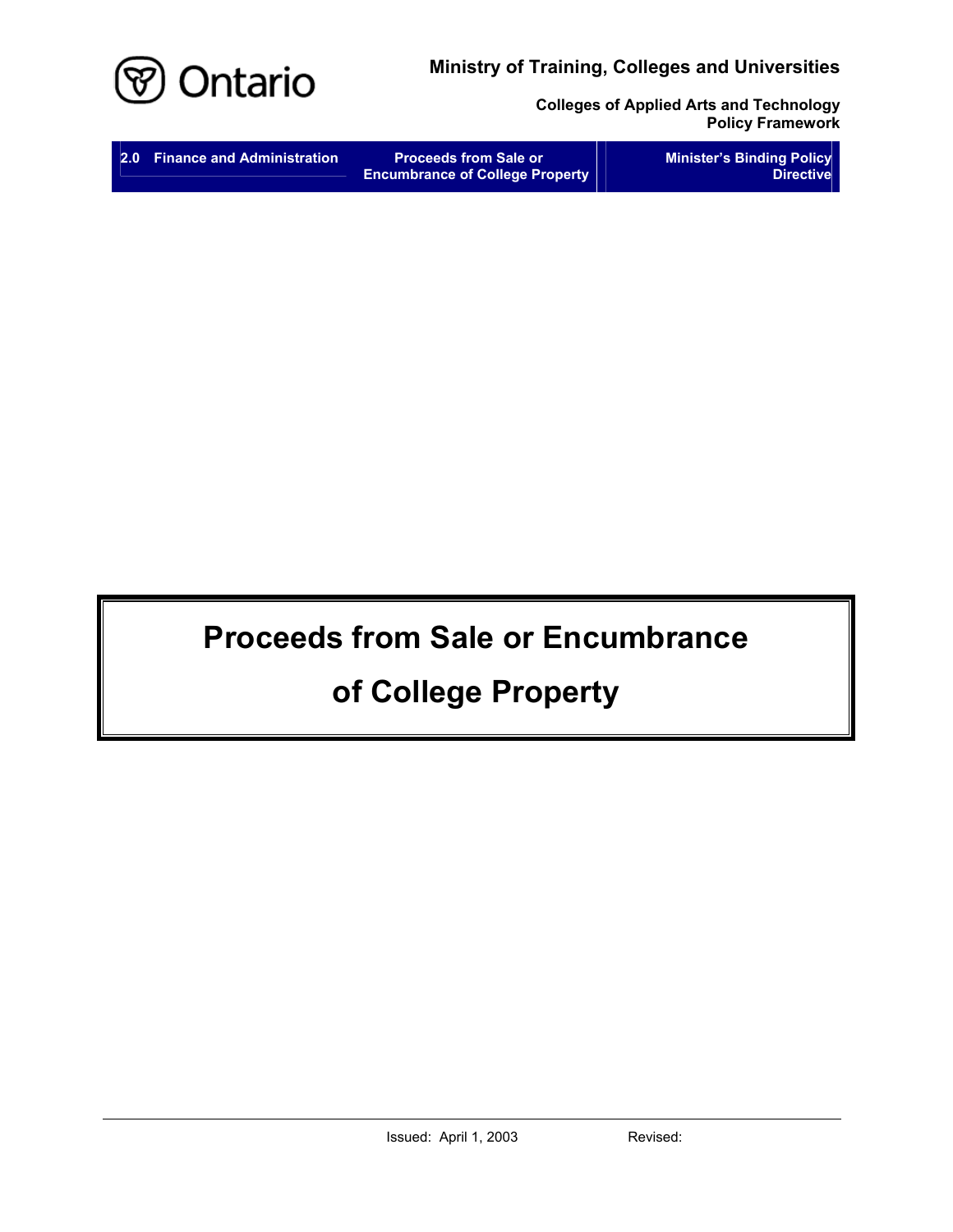Ministry of Training, Colleges and Universities

Colleges of Applied Arts and Technology Policy Framework

| 2.0 Finance and Administration | Proceeds from Sale or Encumbrance of College Property | Minister's Binding Policy Directive |
|---|---|---|

# Proceeds from Sale or Encumbrance of College Property

Issued: April 1, 2003 Revised: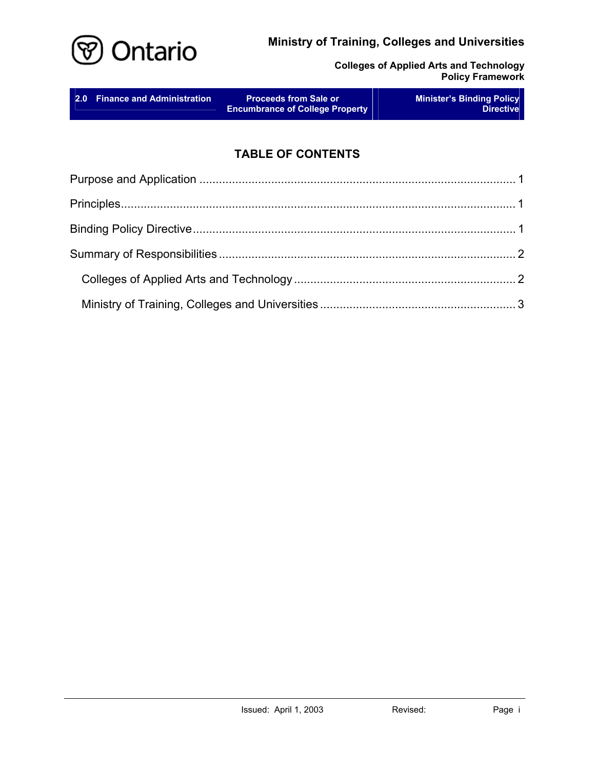# TABLE OF CONTENTS

Purpose and Application ................................................................................................ 1

Principles........................................................................................................................ 1

Binding Policy Directive.................................................................................................. 1

Summary of Responsibilities .......................................................................................... 2

- Colleges of Applied Arts and Technology .................................................................... 2
- Ministry of Training, Colleges and Universities ........................................................... 3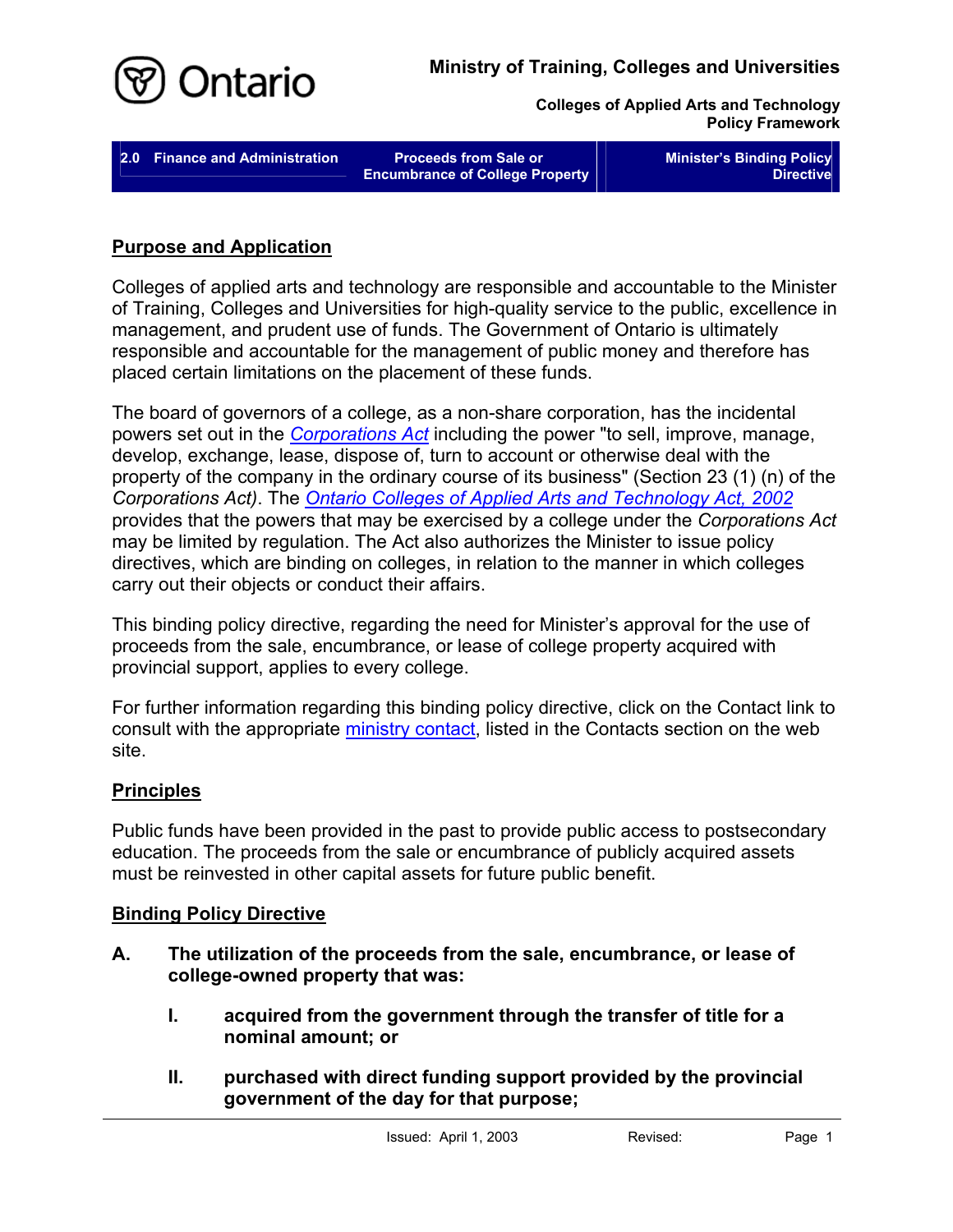## Purpose and Application

Colleges of applied arts and technology are responsible and accountable to the Minister of Training, Colleges and Universities for high-quality service to the public, excellence in management, and prudent use of funds. The Government of Ontario is ultimately responsible and accountable for the management of public money and therefore has placed certain limitations on the placement of these funds.

The board of governors of a college, as a non-share corporation, has the incidental powers set out in the *Corporations Act* including the power "to sell, improve, manage, develop, exchange, lease, dispose of, turn to account or otherwise deal with the property of the company in the ordinary course of its business" (Section 23 (1) (n) of the *Corporations Act)*. The *Ontario Colleges of Applied Arts and Technology Act, 2002* provides that the powers that may be exercised by a college under the *Corporations Act* may be limited by regulation. The Act also authorizes the Minister to issue policy directives, which are binding on colleges, in relation to the manner in which colleges carry out their objects or conduct their affairs.

This binding policy directive, regarding the need for Minister's approval for the use of proceeds from the sale, encumbrance, or lease of college property acquired with provincial support, applies to every college.

For further information regarding this binding policy directive, click on the Contact link to consult with the appropriate ministry contact, listed in the Contacts section on the web site.

## Principles

Public funds have been provided in the past to provide public access to postsecondary education. The proceeds from the sale or encumbrance of publicly acquired assets must be reinvested in other capital assets for future public benefit.

## Binding Policy Directive

**A. The utilization of the proceeds from the sale, encumbrance, or lease of college-owned property that was:**

> **I. acquired from the government through the transfer of title for a nominal amount; or**
>
> **II. purchased with direct funding support provided by the provincial government of the day for that purpose;**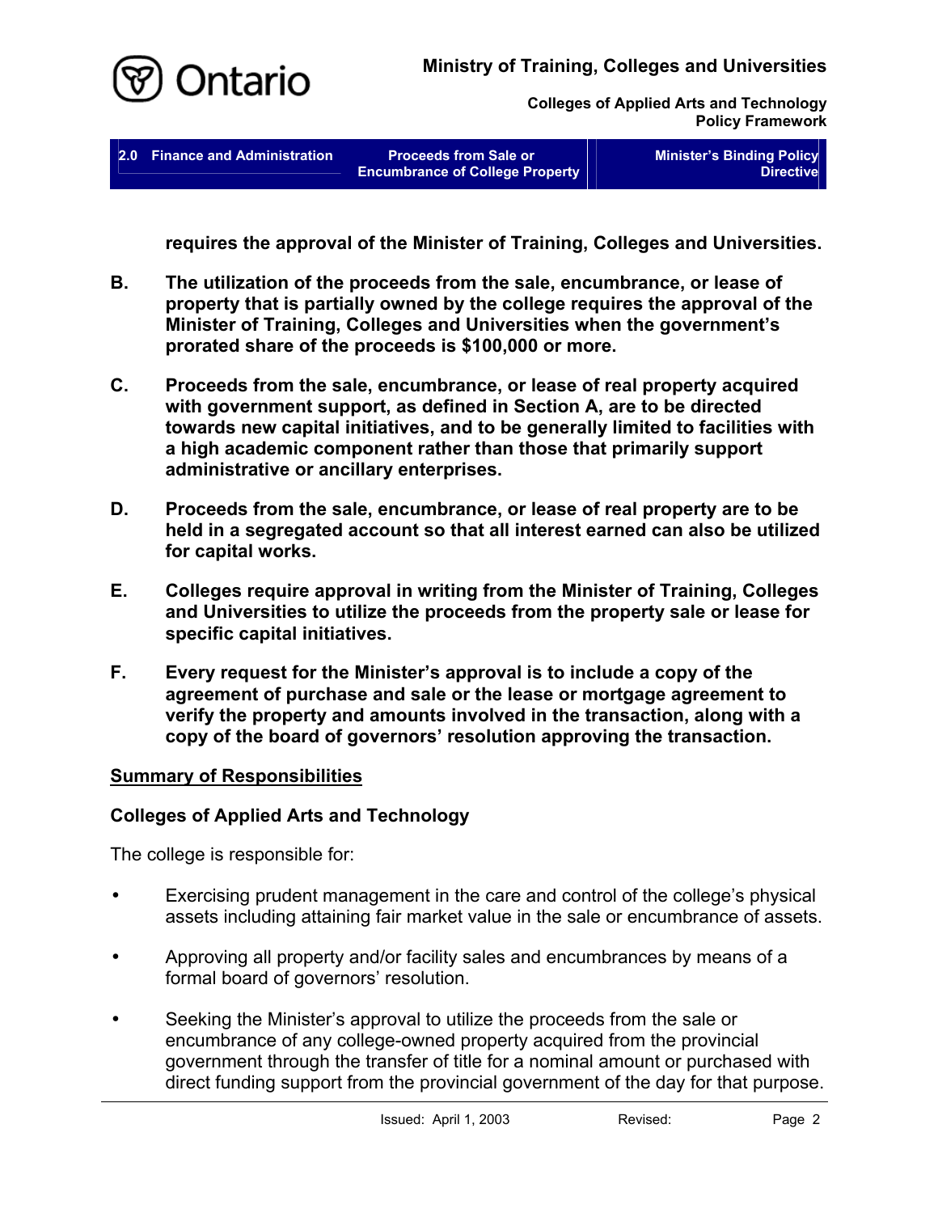**requires the approval of the Minister of Training, Colleges and Universities.**

**B. The utilization of the proceeds from the sale, encumbrance, or lease of property that is partially owned by the college requires the approval of the Minister of Training, Colleges and Universities when the government's prorated share of the proceeds is $100,000 or more.**

**C. Proceeds from the sale, encumbrance, or lease of real property acquired with government support, as defined in Section A, are to be directed towards new capital initiatives, and to be generally limited to facilities with a high academic component rather than those that primarily support administrative or ancillary enterprises.**

**D. Proceeds from the sale, encumbrance, or lease of real property are to be held in a segregated account so that all interest earned can also be utilized for capital works.**

**E. Colleges require approval in writing from the Minister of Training, Colleges and Universities to utilize the proceeds from the property sale or lease for specific capital initiatives.**

**F. Every request for the Minister's approval is to include a copy of the agreement of purchase and sale or the lease or mortgage agreement to verify the property and amounts involved in the transaction, along with a copy of the board of governors' resolution approving the transaction.**

## Summary of Responsibilities

### Colleges of Applied Arts and Technology

The college is responsible for:

- Exercising prudent management in the care and control of the college's physical assets including attaining fair market value in the sale or encumbrance of assets.
- Approving all property and/or facility sales and encumbrances by means of a formal board of governors' resolution.
- Seeking the Minister's approval to utilize the proceeds from the sale or encumbrance of any college-owned property acquired from the provincial government through the transfer of title for a nominal amount or purchased with direct funding support from the provincial government of the day for that purpose.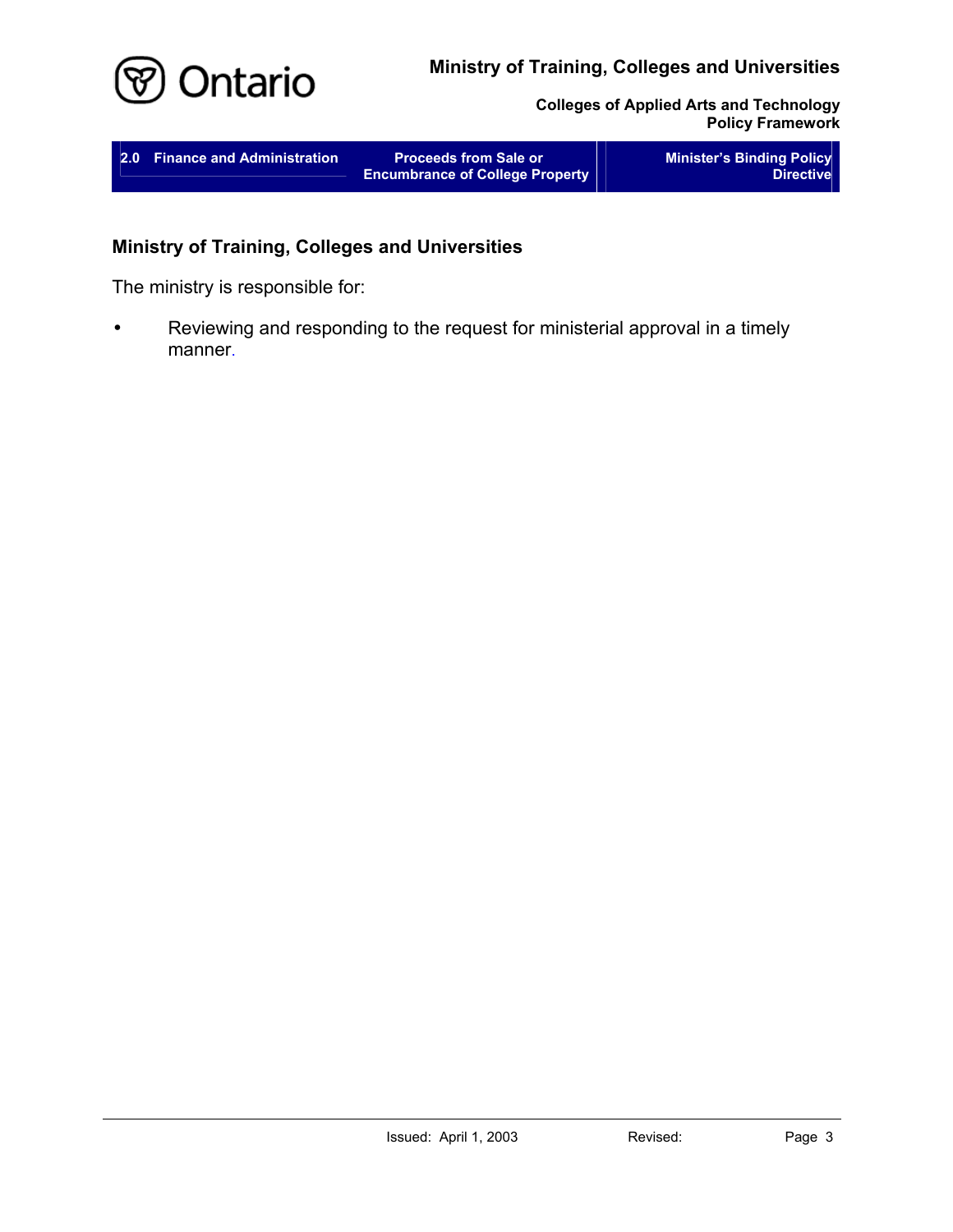## Ministry of Training, Colleges and Universities

The ministry is responsible for:

- Reviewing and responding to the request for ministerial approval in a timely manner.